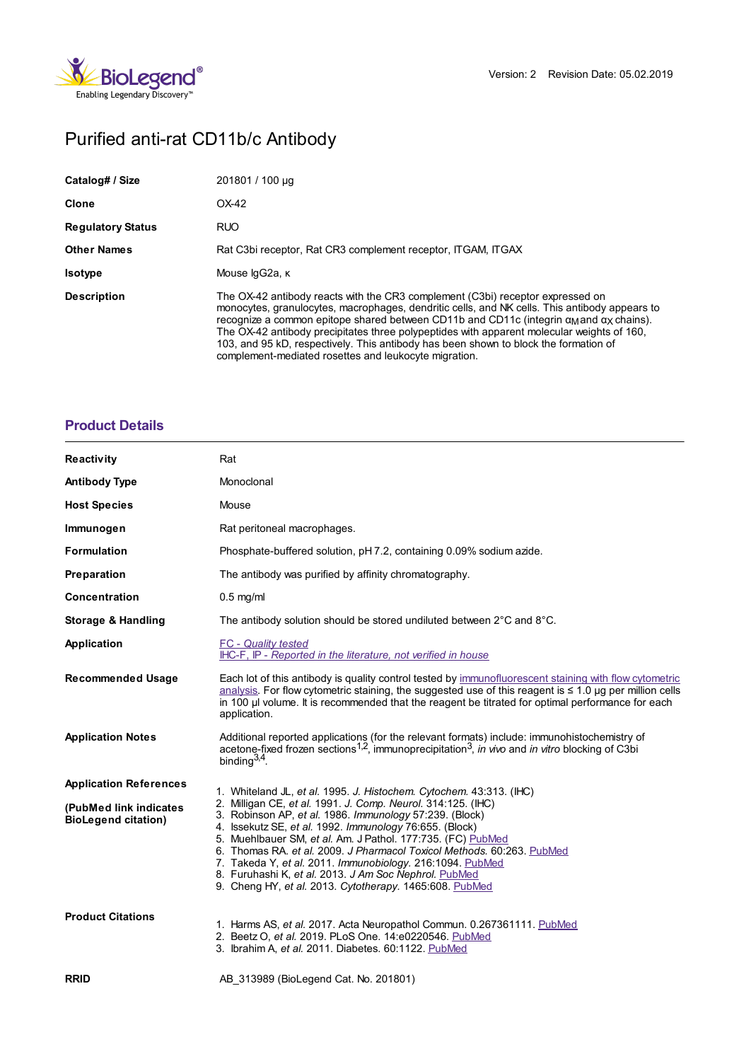Version: 2 Revision Date: 05.02.2019

# Purified anti-rat CD11b/c Antibody

| | |
|---|---|
| **Catalog# / Size** | 201801 / 100 µg |
| **Clone** | OX-42 |
| **Regulatory Status** | RUO |
| **Other Names** | Rat C3bi receptor, Rat CR3 complement receptor, ITGAM, ITGAX |
| **Isotype** | Mouse IgG2a, κ |
| **Description** | The OX-42 antibody reacts with the CR3 complement (C3bi) receptor expressed on monocytes, granulocytes, macrophages, dendritic cells, and NK cells. This antibody appears to recognize a common epitope shared between CD11b and CD11c (integrin $\alpha_M$ and $\alpha_X$ chains). The OX-42 antibody precipitates three polypeptides with apparent molecular weights of 160, 103, and 95 kD, respectively. This antibody has been shown to block the formation of complement-mediated rosettes and leukocyte migration. |

## Product Details

| | |
|---|---|
| **Reactivity** | Rat |
| **Antibody Type** | Monoclonal |
| **Host Species** | Mouse |
| **Immunogen** | Rat peritoneal macrophages. |
| **Formulation** | Phosphate-buffered solution, pH 7.2, containing 0.09% sodium azide. |
| **Preparation** | The antibody was purified by affinity chromatography. |
| **Concentration** | 0.5 mg/ml |
| **Storage & Handling** | The antibody solution should be stored undiluted between 2°C and 8°C. |
| **Application** | *FC - Quality tested*<br>*IHC-F, IP - Reported in the literature, not verified in house* |
| **Recommended Usage** | Each lot of this antibody is quality control tested by immunofluorescent staining with flow cytometric analysis. For flow cytometric staining, the suggested use of this reagent is ≤ 1.0 µg per million cells in 100 µl volume. It is recommended that the reagent be titrated for optimal performance for each application. |
| **Application Notes** | Additional reported applications (for the relevant formats) include: immunohistochemistry of acetone-fixed frozen sections[1,2], immunoprecipitation[3], *in vivo* and *in vitro* blocking of C3bi binding[3,4]. |

**Application References**

**(PubMed link indicates BioLegend citation)**

1. Whiteland JL, *et al.* 1995. *J. Histochem. Cytochem.* 43:313. (IHC)
2. Milligan CE, *et al.* 1991. *J. Comp. Neurol.* 314:125. (IHC)
3. Robinson AP, *et al.* 1986. *Immunology* 57:239. (Block)
4. Issekutz SE, *et al.* 1992. *Immunology* 76:655. (Block)
5. Muehlbauer SM, *et al.* Am. J Pathol. 177:735. (FC) PubMed
6. Thomas RA. *et al.* 2009. *J Pharmacol Toxicol Methods.* 60:263. PubMed
7. Takeda Y, *et al.* 2011. *Immunobiology.* 216:1094. PubMed
8. Furuhashi K, *et al.* 2013. *J Am Soc Nephrol.* PubMed
9. Cheng HY, *et al.* 2013. *Cytotherapy.* 1465:608. PubMed

**Product Citations**

1. Harms AS, *et al.* 2017. Acta Neuropathol Commun. 0.267361111. PubMed
2. Beetz O, *et al.* 2019. PLoS One. 14:e0220546. PubMed
3. Ibrahim A, *et al.* 2011. Diabetes. 60:1122. PubMed

**RRID** AB_313989 (BioLegend Cat. No. 201801)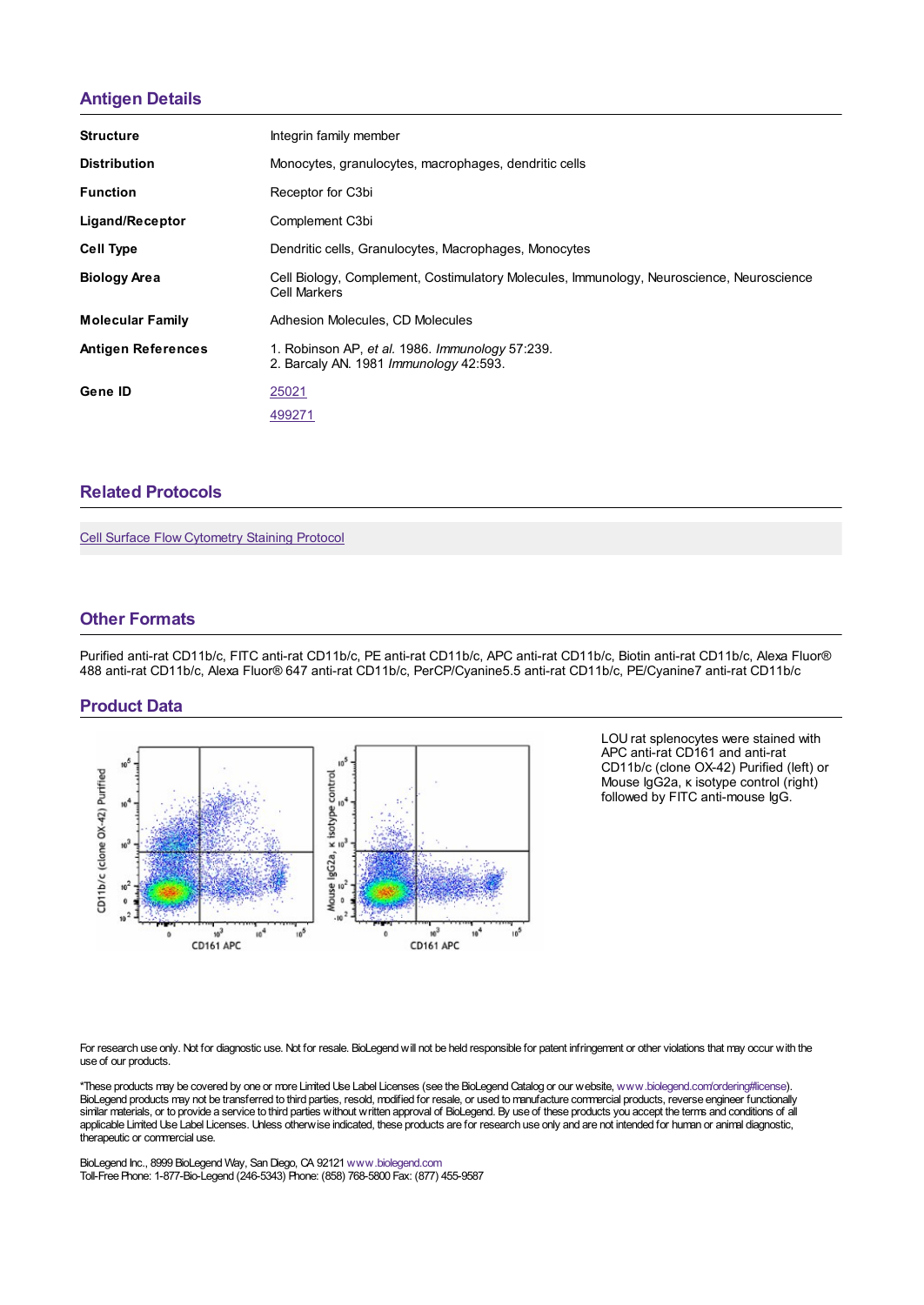## Antigen Details

| | |
|---|---|
| **Structure** | Integrin family member |
| **Distribution** | Monocytes, granulocytes, macrophages, dendritic cells |
| **Function** | Receptor for C3bi |
| **Ligand/Receptor** | Complement C3bi |
| **Cell Type** | Dendritic cells, Granulocytes, Macrophages, Monocytes |
| **Biology Area** | Cell Biology, Complement, Costimulatory Molecules, Immunology, Neuroscience, Neuroscience Cell Markers |
| **Molecular Family** | Adhesion Molecules, CD Molecules |
| **Antigen References** | 1. Robinson AP, *et al.* 1986. *Immunology* 57:239.<br>2. Barcaly AN. 1981 *Immunology* 42:593. |
| **Gene ID** | 25021<br>499271 |

## Related Protocols

Cell Surface Flow Cytometry Staining Protocol

## Other Formats

Purified anti-rat CD11b/c, FITC anti-rat CD11b/c, PE anti-rat CD11b/c, APC anti-rat CD11b/c, Biotin anti-rat CD11b/c, Alexa Fluor® 488 anti-rat CD11b/c, Alexa Fluor® 647 anti-rat CD11b/c, PerCP/Cyanine5.5 anti-rat CD11b/c, PE/Cyanine7 anti-rat CD11b/c

## Product Data

CD11b/c (clone OX-42) Purified

Mouse IgG2a, κ isotype control

CD161 APC

CD161 APC

LOU rat splenocytes were stained with APC anti-rat CD161 and anti-rat CD11b/c (clone OX-42) Purified (left) or Mouse IgG2a, κ isotype control (right) followed by FITC anti-mouse IgG.

For research use only. Not for diagnostic use. Not for resale. BioLegend will not be held responsible for patent infringement or other violations that may occur with the use of our products.

*These products may be covered by one or more Limited Use Label Licenses (see the BioLegend Catalog or our website, www.biolegend.com/ordering#license). BioLegend products may not be transferred to third parties, resold, modified for resale, or used to manufacture commercial products, reverse engineer functionally similar materials, or to provide a service to third parties without written approval of BioLegend. By use of these products you accept the terms and conditions of all applicable Limited Use Label Licenses. Unless otherwise indicated, these products are for research use only and are not intended for human or animal diagnostic, therapeutic or commercial use.

BioLegend Inc., 8999 BioLegend Way, San Diego, CA 92121 www.biolegend.com
Toll-Free Phone: 1-877-Bio-Legend (246-5343) Phone: (858) 768-5800 Fax: (877) 455-9587